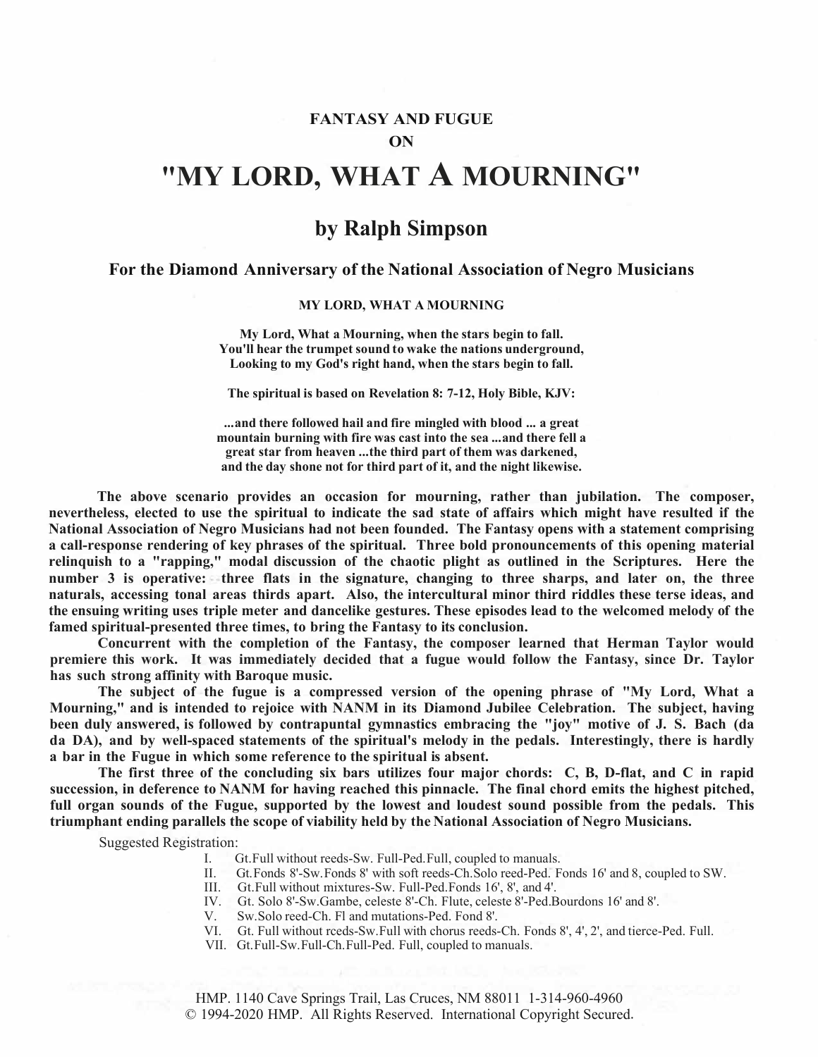**FANTASY AND FUGUE**

**ON**

# "MY LORD, WHAT A MOURNING"

## by Ralph Simpson

### For the Diamond Anniversary of the National Association of Negro Musicians

**MY LORD, WHAT A MOURNING**

**My Lord, What a Mourning, when the stars begin to fall.**
**You'll hear the trumpet sound to wake the nations underground,**
**Looking to my God's right hand, when the stars begin to fall.**

**The spiritual is based on Revelation 8: 7-12, Holy Bible, KJV:**

**...and there followed hail and fire mingled with blood ... a great mountain burning with fire was cast into the sea ...and there fell a great star from heaven ...the third part of them was darkened, and the day shone not for third part of it, and the night likewise.**

**The above scenario provides an occasion for mourning, rather than jubilation. The composer, nevertheless, elected to use the spiritual to indicate the sad state of affairs which might have resulted if the National Association of Negro Musicians had not been founded. The Fantasy opens with a statement comprising a call-response rendering of key phrases of the spiritual. Three bold pronouncements of this opening material relinquish to a "rapping," modal discussion of the chaotic plight as outlined in the Scriptures. Here the number 3 is operative: three flats in the signature, changing to three sharps, and later on, the three naturals, accessing tonal areas thirds apart. Also, the intercultural minor third riddles these terse ideas, and the ensuing writing uses triple meter and dancelike gestures. These episodes lead to the welcomed melody of the famed spiritual-presented three times, to bring the Fantasy to its conclusion.**

**Concurrent with the completion of the Fantasy, the composer learned that Herman Taylor would premiere this work. It was immediately decided that a fugue would follow the Fantasy, since Dr. Taylor has such strong affinity with Baroque music.**

**The subject of the fugue is a compressed version of the opening phrase of "My Lord, What a Mourning," and is intended to rejoice with NANM in its Diamond Jubilee Celebration. The subject, having been duly answered, is followed by contrapuntal gymnastics embracing the "joy" motive of J. S. Bach (da da DA), and by well-spaced statements of the spiritual's melody in the pedals. Interestingly, there is hardly a bar in the Fugue in which some reference to the spiritual is absent.**

**The first three of the concluding six bars utilizes four major chords: C, B, D-flat, and C in rapid succession, in deference to NANM for having reached this pinnacle. The final chord emits the highest pitched, full organ sounds of the Fugue, supported by the lowest and loudest sound possible from the pedals. This triumphant ending parallels the scope of viability held by the National Association of Negro Musicians.**

Suggested Registration:

I. Gt.Full without reeds-Sw. Full-Ped.Full, coupled to manuals.
II. Gt.Fonds 8'-Sw.Fonds 8' with soft reeds-Ch.Solo reed-Ped. Fonds 16' and 8, coupled to SW.
III. Gt.Full without mixtures-Sw. Full-Ped.Fonds 16', 8', and 4'.
IV. Gt. Solo 8'-Sw.Gambe, celeste 8'-Ch. Flute, celeste 8'-Ped.Bourdons 16' and 8'.
V. Sw.Solo reed-Ch. Fl and mutations-Ped. Fond 8'.
VI. Gt. Full without rceds-Sw.Full with chorus reeds-Ch. Fonds 8', 4', 2', and tierce-Ped. Full.
VII. Gt.Full-Sw.Full-Ch.Full-Ped. Full, coupled to manuals.

HMP. 1140 Cave Springs Trail, Las Cruces, NM 88011 1-314-960-4960
© 1994-2020 HMP. All Rights Reserved. International Copyright Secured.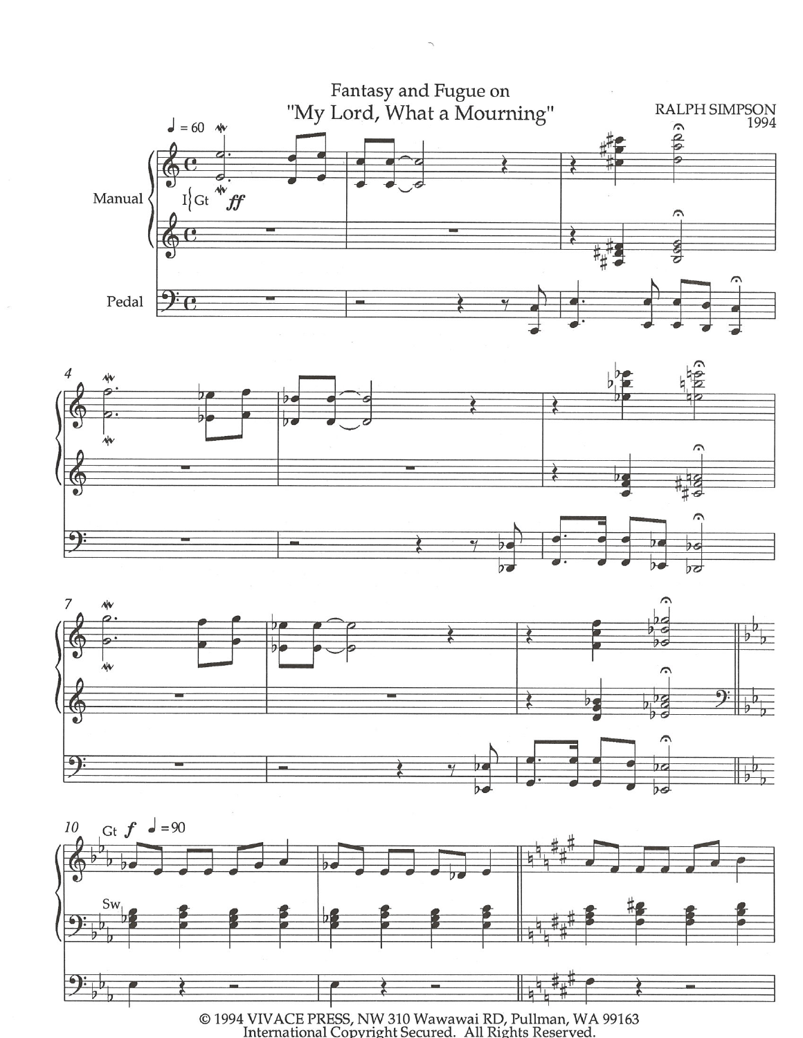# Fantasy and Fugue on "My Lord, What a Mourning"

RALPH SIMPSON
1994

© 1994 VIVACE PRESS, NW 310 Wawawai RD, Pullman, WA 99163
International Copyright Secured. All Rights Reserved.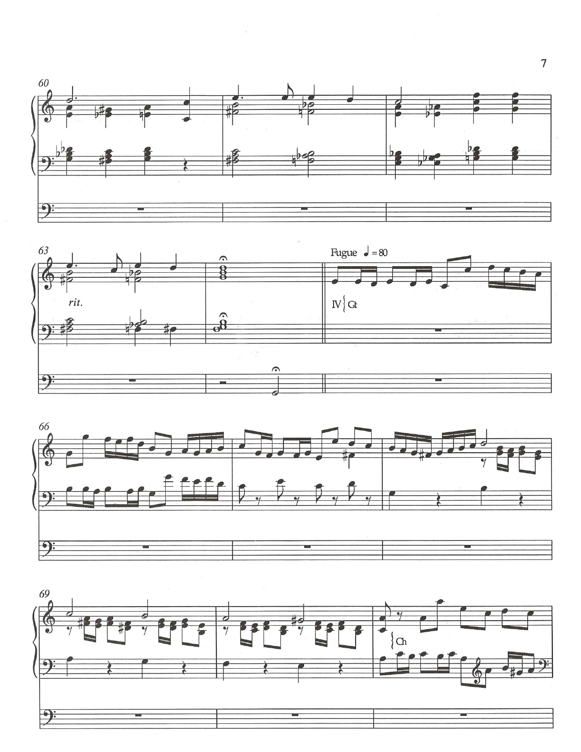Fugue ♩ = 80

IV { Gt

*rit.*

{ Ch